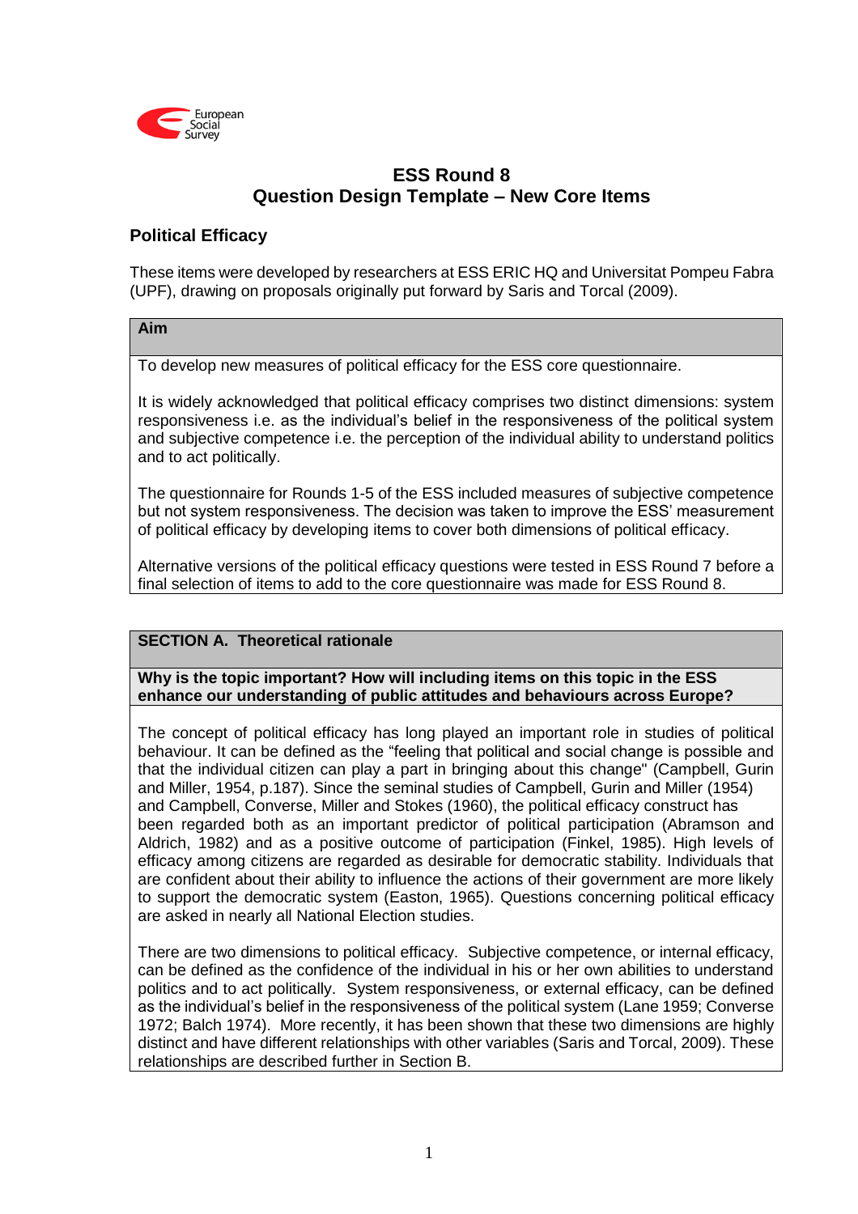# ESS Round 8
# Question Design Template – New Core Items

## Political Efficacy

These items were developed by researchers at ESS ERIC HQ and Universitat Pompeu Fabra (UPF), drawing on proposals originally put forward by Saris and Torcal (2009).

| **Aim** |
| --- |
| To develop new measures of political efficacy for the ESS core questionnaire.<br><br>It is widely acknowledged that political efficacy comprises two distinct dimensions: system responsiveness i.e. as the individual's belief in the responsiveness of the political system and subjective competence i.e. the perception of the individual ability to understand politics and to act politically.<br><br>The questionnaire for Rounds 1-5 of the ESS included measures of subjective competence but not system responsiveness. The decision was taken to improve the ESS' measurement of political efficacy by developing items to cover both dimensions of political efficacy.<br><br>Alternative versions of the political efficacy questions were tested in ESS Round 7 before a final selection of items to add to the core questionnaire was made for ESS Round 8. |

| **SECTION A. Theoretical rationale** |
| --- |
| **Why is the topic important? How will including items on this topic in the ESS enhance our understanding of public attitudes and behaviours across Europe?** |
| The concept of political efficacy has long played an important role in studies of political behaviour. It can be defined as the "feeling that political and social change is possible and that the individual citizen can play a part in bringing about this change" (Campbell, Gurin and Miller, 1954, p.187). Since the seminal studies of Campbell, Gurin and Miller (1954) and Campbell, Converse, Miller and Stokes (1960), the political efficacy construct has been regarded both as an important predictor of political participation (Abramson and Aldrich, 1982) and as a positive outcome of participation (Finkel, 1985). High levels of efficacy among citizens are regarded as desirable for democratic stability. Individuals that are confident about their ability to influence the actions of their government are more likely to support the democratic system (Easton, 1965). Questions concerning political efficacy are asked in nearly all National Election studies.<br><br>There are two dimensions to political efficacy. Subjective competence, or internal efficacy, can be defined as the confidence of the individual in his or her own abilities to understand politics and to act politically. System responsiveness, or external efficacy, can be defined as the individual's belief in the responsiveness of the political system (Lane 1959; Converse 1972; Balch 1974). More recently, it has been shown that these two dimensions are highly distinct and have different relationships with other variables (Saris and Torcal, 2009). These relationships are described further in Section B. |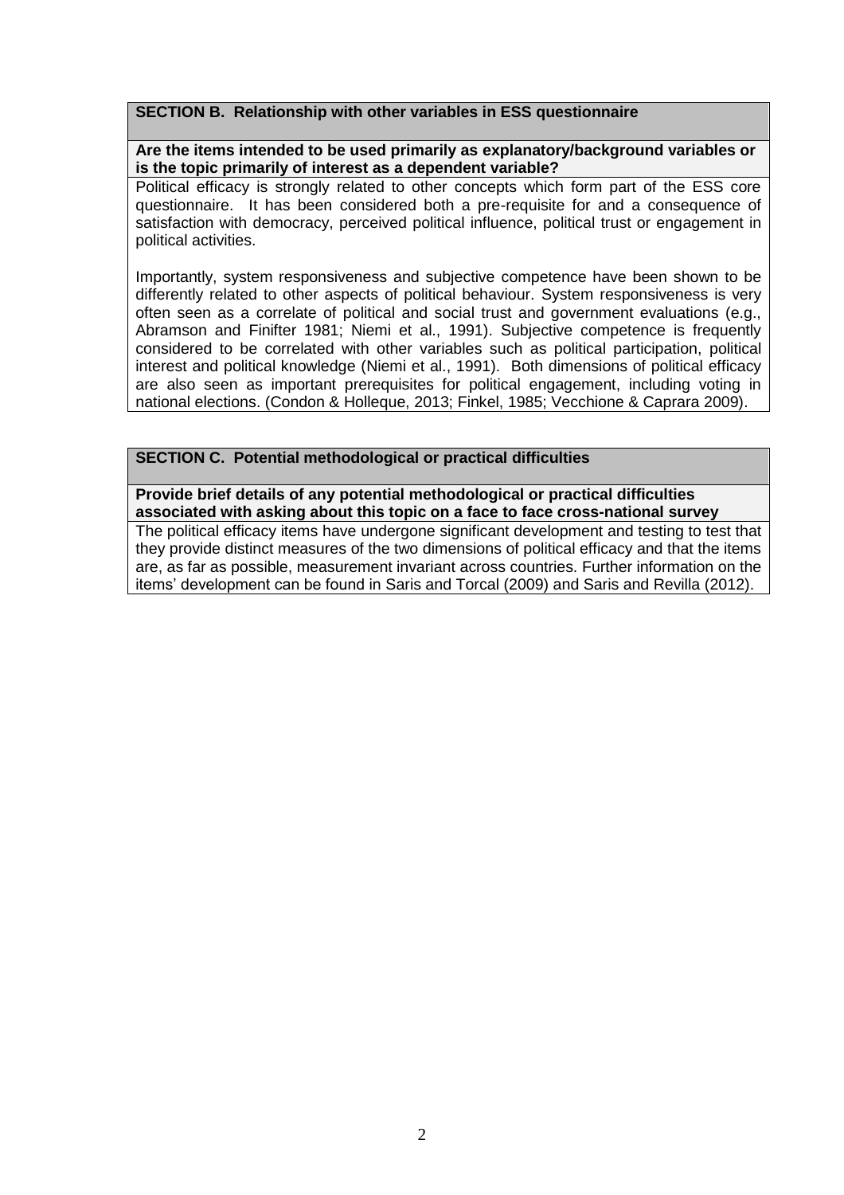## SECTION B. Relationship with other variables in ESS questionnaire

**Are the items intended to be used primarily as explanatory/background variables or is the topic primarily of interest as a dependent variable?**

Political efficacy is strongly related to other concepts which form part of the ESS core questionnaire. It has been considered both a pre-requisite for and a consequence of satisfaction with democracy, perceived political influence, political trust or engagement in political activities.

Importantly, system responsiveness and subjective competence have been shown to be differently related to other aspects of political behaviour. System responsiveness is very often seen as a correlate of political and social trust and government evaluations (e.g., Abramson and Finifter 1981; Niemi et al., 1991). Subjective competence is frequently considered to be correlated with other variables such as political participation, political interest and political knowledge (Niemi et al., 1991). Both dimensions of political efficacy are also seen as important prerequisites for political engagement, including voting in national elections. (Condon & Holleque, 2013; Finkel, 1985; Vecchione & Caprara 2009).

## SECTION C. Potential methodological or practical difficulties

**Provide brief details of any potential methodological or practical difficulties associated with asking about this topic on a face to face cross-national survey**

The political efficacy items have undergone significant development and testing to test that they provide distinct measures of the two dimensions of political efficacy and that the items are, as far as possible, measurement invariant across countries. Further information on the items' development can be found in Saris and Torcal (2009) and Saris and Revilla (2012).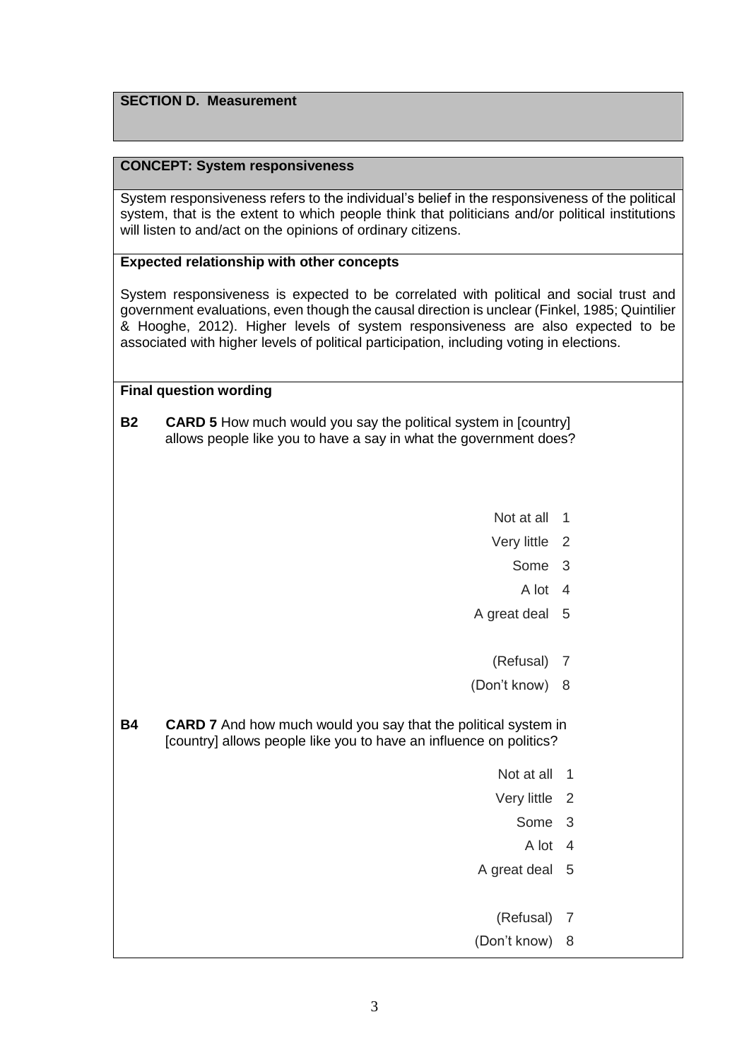## SECTION D. Measurement

### CONCEPT: System responsiveness

System responsiveness refers to the individual's belief in the responsiveness of the political system, that is the extent to which people think that politicians and/or political institutions will listen to and/act on the opinions of ordinary citizens.

**Expected relationship with other concepts**

System responsiveness is expected to be correlated with political and social trust and government evaluations, even though the causal direction is unclear (Finkel, 1985; Quintilier & Hooghe, 2012). Higher levels of system responsiveness are also expected to be associated with higher levels of political participation, including voting in elections.

**Final question wording**

**B2** **CARD 5** How much would you say the political system in [country] allows people like you to have a say in what the government does?

| | |
|---|---|
| Not at all | 1 |
| Very little | 2 |
| Some | 3 |
| A lot | 4 |
| A great deal | 5 |
| (Refusal) | 7 |
| (Don't know) | 8 |

**B4** **CARD 7** And how much would you say that the political system in [country] allows people like you to have an influence on politics?

| | |
|---|---|
| Not at all | 1 |
| Very little | 2 |
| Some | 3 |
| A lot | 4 |
| A great deal | 5 |
| (Refusal) | 7 |
| (Don't know) | 8 |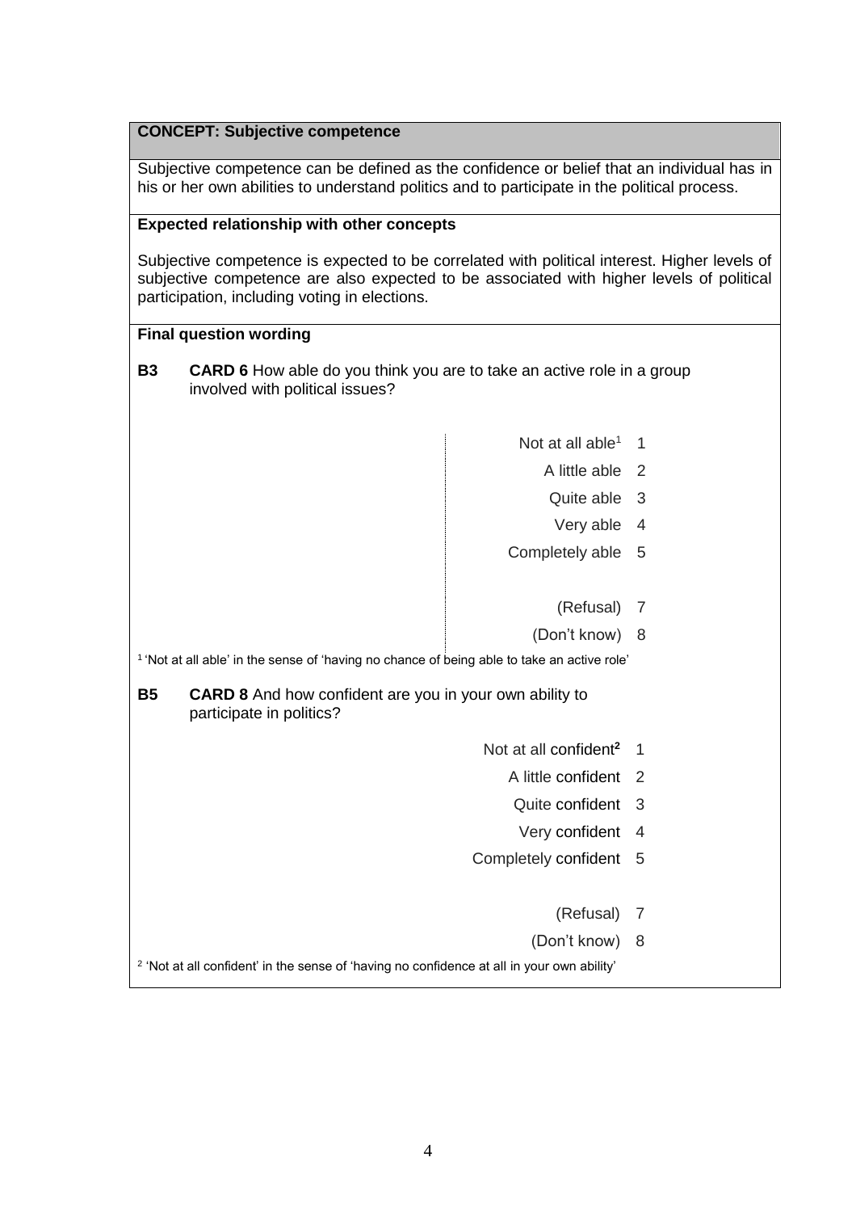**CONCEPT: Subjective competence**

Subjective competence can be defined as the confidence or belief that an individual has in his or her own abilities to understand politics and to participate in the political process.

**Expected relationship with other concepts**

Subjective competence is expected to be correlated with political interest. Higher levels of subjective competence are also expected to be associated with higher levels of political participation, including voting in elections.

**Final question wording**

**B3** **CARD 6** How able do you think you are to take an active role in a group involved with political issues?

| | |
|---|---|
| Not at all able[1] | 1 |
| A little able | 2 |
| Quite able | 3 |
| Very able | 4 |
| Completely able | 5 |
| (Refusal) | 7 |
| (Don't know) | 8 |

[1] 'Not at all able' in the sense of 'having no chance of being able to take an active role'

**B5** **CARD 8** And how confident are you in your own ability to participate in politics?

| | |
|---|---|
| Not at all confident[2] | 1 |
| A little confident | 2 |
| Quite confident | 3 |
| Very confident | 4 |
| Completely confident | 5 |
| (Refusal) | 7 |
| (Don't know) | 8 |

[2] 'Not at all confident' in the sense of 'having no confidence at all in your own ability'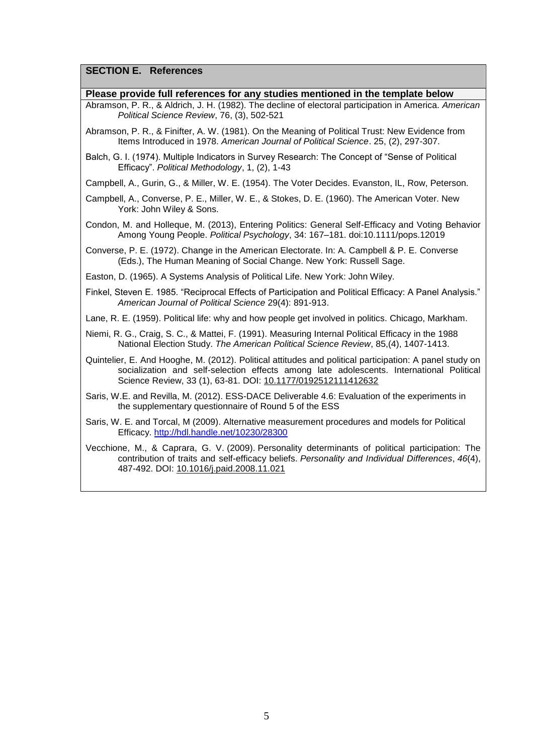## SECTION E. References

**Please provide full references for any studies mentioned in the template below**

Abramson, P. R., & Aldrich, J. H. (1982). The decline of electoral participation in America. *American Political Science Review*, 76, (3), 502-521

Abramson, P. R., & Finifter, A. W. (1981). On the Meaning of Political Trust: New Evidence from Items Introduced in 1978. *American Journal of Political Science*. 25, (2), 297-307.

Balch, G. I. (1974). Multiple Indicators in Survey Research: The Concept of "Sense of Political Efficacy". *Political Methodology*, 1, (2), 1-43

Campbell, A., Gurin, G., & Miller, W. E. (1954). The Voter Decides. Evanston, IL, Row, Peterson.

Campbell, A., Converse, P. E., Miller, W. E., & Stokes, D. E. (1960). The American Voter. New York: John Wiley & Sons.

Condon, M. and Holleque, M. (2013), Entering Politics: General Self-Efficacy and Voting Behavior Among Young People. *Political Psychology*, 34: 167–181. doi:10.1111/pops.12019

Converse, P. E. (1972). Change in the American Electorate. In: A. Campbell & P. E. Converse (Eds.), The Human Meaning of Social Change. New York: Russell Sage.

Easton, D. (1965). A Systems Analysis of Political Life. New York: John Wiley.

Finkel, Steven E. 1985. "Reciprocal Effects of Participation and Political Efficacy: A Panel Analysis." *American Journal of Political Science* 29(4): 891-913.

Lane, R. E. (1959). Political life: why and how people get involved in politics. Chicago, Markham.

Niemi, R. G., Craig, S. C., & Mattei, F. (1991). Measuring Internal Political Efficacy in the 1988 National Election Study. *The American Political Science Review*, 85,(4), 1407-1413.

Quintelier, E. And Hooghe, M. (2012). Political attitudes and political participation: A panel study on socialization and self-selection effects among late adolescents. International Political Science Review, 33 (1), 63-81. DOI: 10.1177/0192512111412632

Saris, W.E. and Revilla, M. (2012). ESS-DACE Deliverable 4.6: Evaluation of the experiments in the supplementary questionnaire of Round 5 of the ESS

Saris, W. E. and Torcal, M (2009). Alternative measurement procedures and models for Political Efficacy. http://hdl.handle.net/10230/28300

Vecchione, M., & Caprara, G. V. (2009). Personality determinants of political participation: The contribution of traits and self-efficacy beliefs. *Personality and Individual Differences*, *46*(4), 487-492. DOI: 10.1016/j.paid.2008.11.021